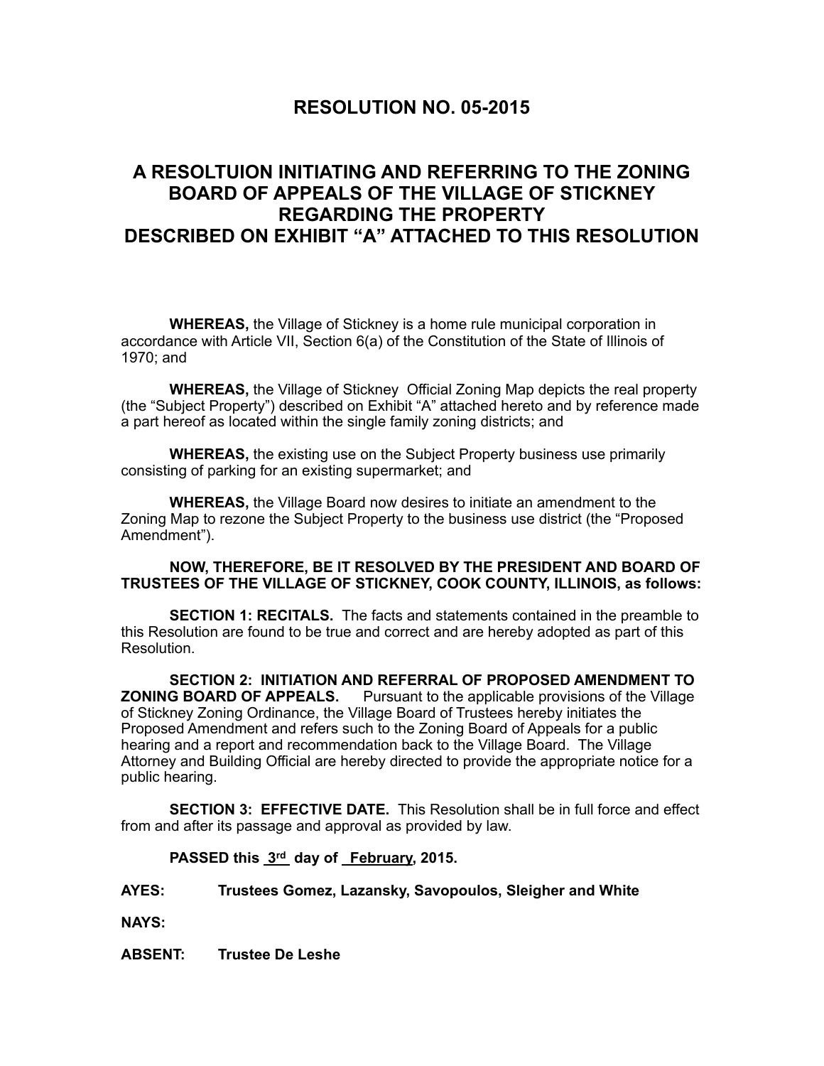# RESOLUTION NO. 05-2015

## A RESOLTUION INITIATING AND REFERRING TO THE ZONING BOARD OF APPEALS OF THE VILLAGE OF STICKNEY REGARDING THE PROPERTY DESCRIBED ON EXHIBIT "A" ATTACHED TO THIS RESOLUTION

**WHEREAS,** the Village of Stickney is a home rule municipal corporation in accordance with Article VII, Section 6(a) of the Constitution of the State of Illinois of 1970; and

**WHEREAS,** the Village of Stickney Official Zoning Map depicts the real property (the "Subject Property") described on Exhibit "A" attached hereto and by reference made a part hereof as located within the single family zoning districts; and

**WHEREAS,** the existing use on the Subject Property business use primarily consisting of parking for an existing supermarket; and

**WHEREAS,** the Village Board now desires to initiate an amendment to the Zoning Map to rezone the Subject Property to the business use district (the "Proposed Amendment").

**NOW, THEREFORE, BE IT RESOLVED BY THE PRESIDENT AND BOARD OF TRUSTEES OF THE VILLAGE OF STICKNEY, COOK COUNTY, ILLINOIS, as follows:**

**SECTION 1: RECITALS.** The facts and statements contained in the preamble to this Resolution are found to be true and correct and are hereby adopted as part of this Resolution.

**SECTION 2: INITIATION AND REFERRAL OF PROPOSED AMENDMENT TO ZONING BOARD OF APPEALS.** Pursuant to the applicable provisions of the Village of Stickney Zoning Ordinance, the Village Board of Trustees hereby initiates the Proposed Amendment and refers such to the Zoning Board of Appeals for a public hearing and a report and recommendation back to the Village Board. The Village Attorney and Building Official are hereby directed to provide the appropriate notice for a public hearing.

**SECTION 3: EFFECTIVE DATE.** This Resolution shall be in full force and effect from and after its passage and approval as provided by law.

**PASSED this 3rd day of February, 2015.**

**AYES: Trustees Gomez, Lazansky, Savopoulos, Sleigher and White**

**NAYS:**

**ABSENT: Trustee De Leshe**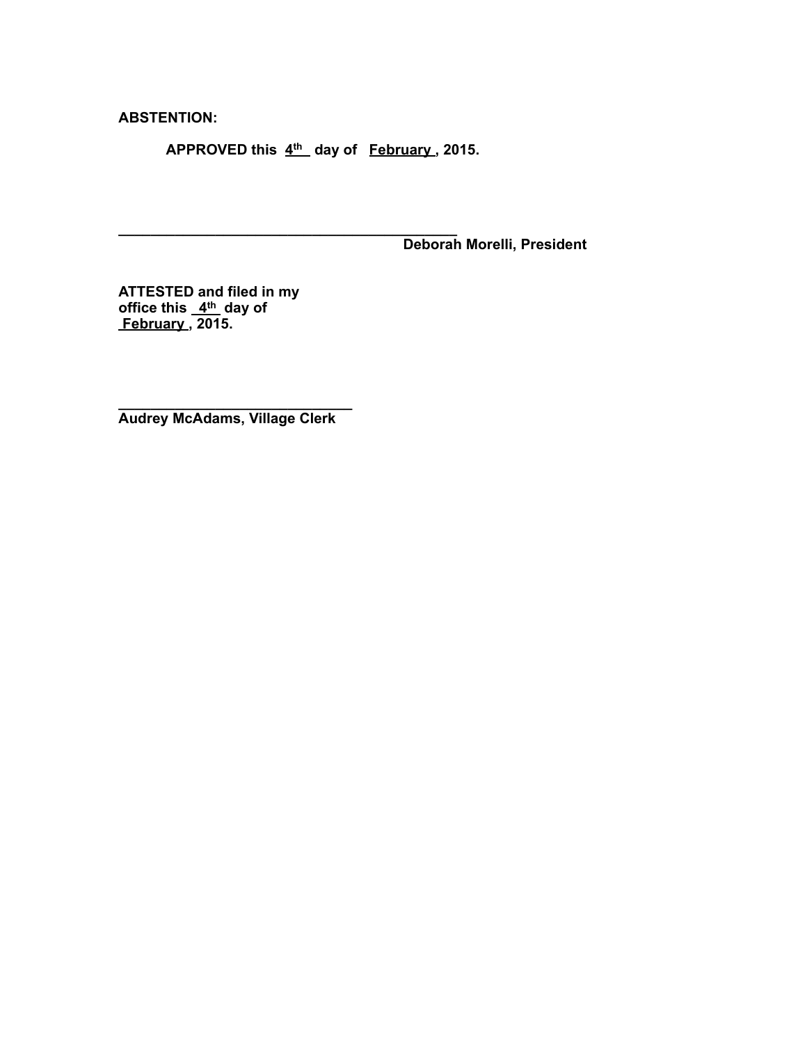**ABSTENTION:**

**APPROVED this 4th day of February, 2015.**

\_\_\_\_\_\_\_\_\_\_\_\_\_\_\_\_\_\_\_\_\_\_\_\_\_\_\_\_\_\_\_\_\_\_\_\_\_\_\_\_\_\_\_\_\_\_

**Deborah Morelli, President**

**ATTESTED and filed in my office this 4th day of February, 2015.**

\_\_\_\_\_\_\_\_\_\_\_\_\_\_\_\_\_\_\_\_\_\_\_\_\_\_\_\_\_\_\_\_

**Audrey McAdams, Village Clerk**